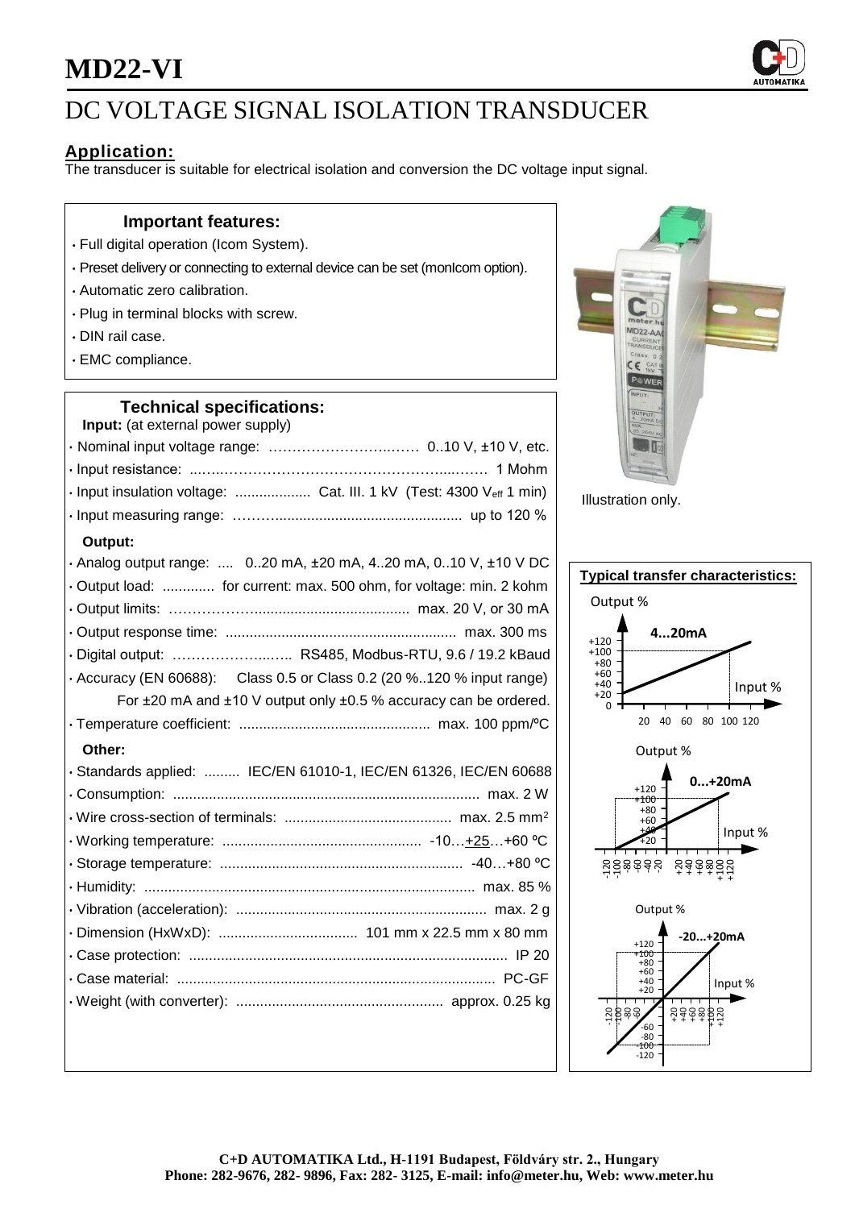# MD22-VI

## DC VOLTAGE SIGNAL ISOLATION TRANSDUCER

### Application:

The transducer is suitable for electrical isolation and conversion the DC voltage input signal.

### Important features:

- Full digital operation (Icom System).
- Preset delivery or connecting to external device can be set (monIcom option).
- Automatic zero calibration.
- Plug in terminal blocks with screw.
- DIN rail case.
- EMC compliance.

### Technical specifications:

**Input:** (at external power supply)

- Nominal input voltage range: …… 0..10 V, ±10 V, etc.
- Input resistance: …… 1 Mohm
- Input insulation voltage: …… Cat. III. 1 kV (Test: 4300 $V_{eff}$ 1 min)
- Input measuring range: …… up to 120 %

**Output:**

- Analog output range: .... 0..20 mA, ±20 mA, 4..20 mA, 0..10 V, ±10 V DC
- Output load: ............. for current: max. 500 ohm, for voltage: min. 2 kohm
- Output limits: …… max. 20 V, or 30 mA
- Output response time: …… max. 300 ms
- Digital output: …… RS485, Modbus-RTU, 9.6 / 19.2 kBaud
- Accuracy (EN 60688): Class 0.5 or Class 0.2 (20 %..120 % input range)
  For ±20 mA and ±10 V output only ±0.5 % accuracy can be ordered.
- Temperature coefficient: …… max. 100 ppm/ºC

**Other:**

- Standards applied: ......... IEC/EN 61010-1, IEC/EN 61326, IEC/EN 60688
- Consumption: …… max. 2 W
- Wire cross-section of terminals: …… max. 2.5 mm$^2$
- Working temperature: …… -10…+25…+60 ºC
- Storage temperature: …… -40…+80 ºC
- Humidity: …… max. 85 %
- Vibration (acceleration): …… max. 2 g
- Dimension (HxWxD): …… 101 mm x 22.5 mm x 80 mm
- Case protection: …… IP 20
- Case material: …… PC-GF
- Weight (with converter): …… approx. 0.25 kg

Illustration only.

### Typical transfer characteristics:

4...20mA (Output % vs Input %)

0...+20mA (Output % vs Input %)

-20...+20mA (Output % vs Input %)

**C+D AUTOMATIKA Ltd., H-1191 Budapest, Földváry str. 2., Hungary**
**Phone: 282-9676, 282- 9896, Fax: 282- 3125, E-mail: info@meter.hu, Web: www.meter.hu**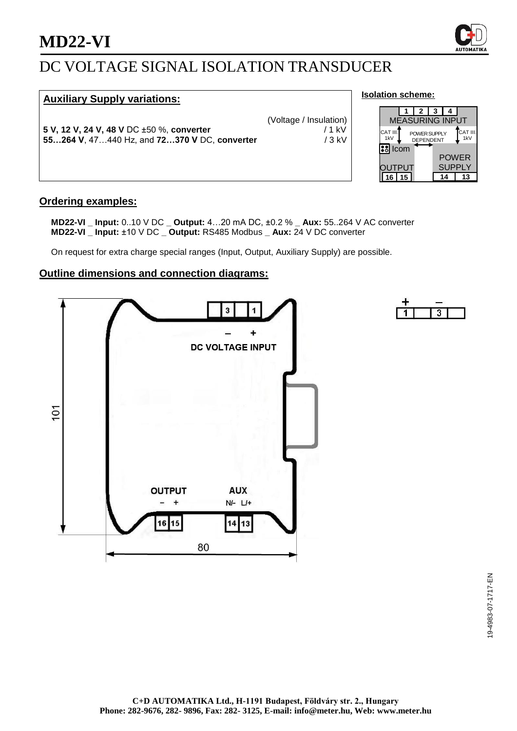# MD22-VI

## DC VOLTAGE SIGNAL ISOLATION TRANSDUCER

### Auxiliary Supply variations:

| | (Voltage / Insulation) |
|---|---|
| **5 V, 12 V, 24 V, 48 V** DC ±50 %, **converter** | / 1 kV |
| **55…264 V**, 47…440 Hz, and **72…370 V** DC, **converter** | / 3 kV |

**Isolation scheme:**

1 2 3 4
MEASURING INPUT
CAT III. 1kV
POWER SUPPLY DEPENDENT
CAT III. 1kV
Icom
OUTPUT
16 15
POWER SUPPLY
14 13

### Ordering examples:

**MD22-VI** _ **Input:** 0..10 V DC _ **Output:** 4…20 mA DC, ±0.2 % _ **Aux:** 55..264 V AC converter
**MD22-VI** _ **Input:** ±10 V DC _ **Output:** RS485 Modbus _ **Aux:** 24 V DC converter

On request for extra charge special ranges (Input, Output, Auxiliary Supply) are possible.

### Outline dimensions and connection diagrams:

3 1
– +
DC VOLTAGE INPUT
101
OUTPUT
– +
16 15
AUX
N/- L/+
14 13
80

\+ –
1 3

19-4983-07-1717-EN

**C+D AUTOMATIKA Ltd., H-1191 Budapest, Földváry str. 2., Hungary**
**Phone: 282-9676, 282- 9896, Fax: 282- 3125, E-mail: info@meter.hu, Web: www.meter.hu**